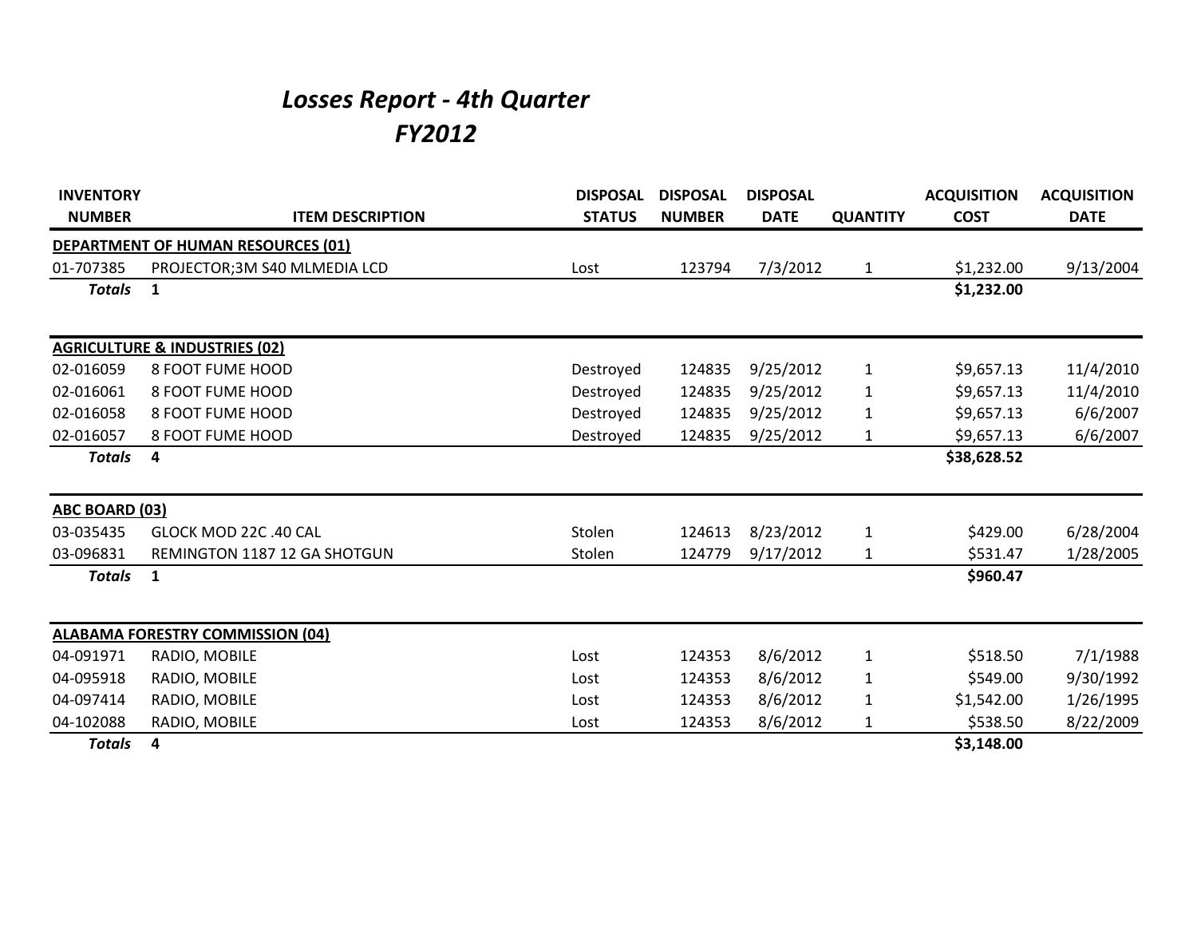# *Losses Report - 4th Quarter*
# *FY2012*

| INVENTORY NUMBER | ITEM DESCRIPTION | DISPOSAL STATUS | DISPOSAL NUMBER | DISPOSAL DATE | QUANTITY | ACQUISITION COST | ACQUISITION DATE |
|---|---|---|---|---|---|---|---|
| **DEPARTMENT OF HUMAN RESOURCES (01)** | | | | | | | |
| 01-707385 | PROJECTOR;3M S40 MLMEDIA LCD | Lost | 123794 | 7/3/2012 | 1 | $1,232.00 | 9/13/2004 |
| ***Totals*** | **1** | | | | | **$1,232.00** | |
| **AGRICULTURE & INDUSTRIES (02)** | | | | | | | |
| 02-016059 | 8 FOOT FUME HOOD | Destroyed | 124835 | 9/25/2012 | 1 | $9,657.13 | 11/4/2010 |
| 02-016061 | 8 FOOT FUME HOOD | Destroyed | 124835 | 9/25/2012 | 1 | $9,657.13 | 11/4/2010 |
| 02-016058 | 8 FOOT FUME HOOD | Destroyed | 124835 | 9/25/2012 | 1 | $9,657.13 | 6/6/2007 |
| 02-016057 | 8 FOOT FUME HOOD | Destroyed | 124835 | 9/25/2012 | 1 | $9,657.13 | 6/6/2007 |
| ***Totals*** | **4** | | | | | **$38,628.52** | |
| **ABC BOARD (03)** | | | | | | | |
| 03-035435 | GLOCK MOD 22C .40 CAL | Stolen | 124613 | 8/23/2012 | 1 | $429.00 | 6/28/2004 |
| 03-096831 | REMINGTON 1187 12 GA SHOTGUN | Stolen | 124779 | 9/17/2012 | 1 | $531.47 | 1/28/2005 |
| ***Totals*** | **1** | | | | | **$960.47** | |
| **ALABAMA FORESTRY COMMISSION (04)** | | | | | | | |
| 04-091971 | RADIO, MOBILE | Lost | 124353 | 8/6/2012 | 1 | $518.50 | 7/1/1988 |
| 04-095918 | RADIO, MOBILE | Lost | 124353 | 8/6/2012 | 1 | $549.00 | 9/30/1992 |
| 04-097414 | RADIO, MOBILE | Lost | 124353 | 8/6/2012 | 1 | $1,542.00 | 1/26/1995 |
| 04-102088 | RADIO, MOBILE | Lost | 124353 | 8/6/2012 | 1 | $538.50 | 8/22/2009 |
| ***Totals*** | **4** | | | | | **$3,148.00** | |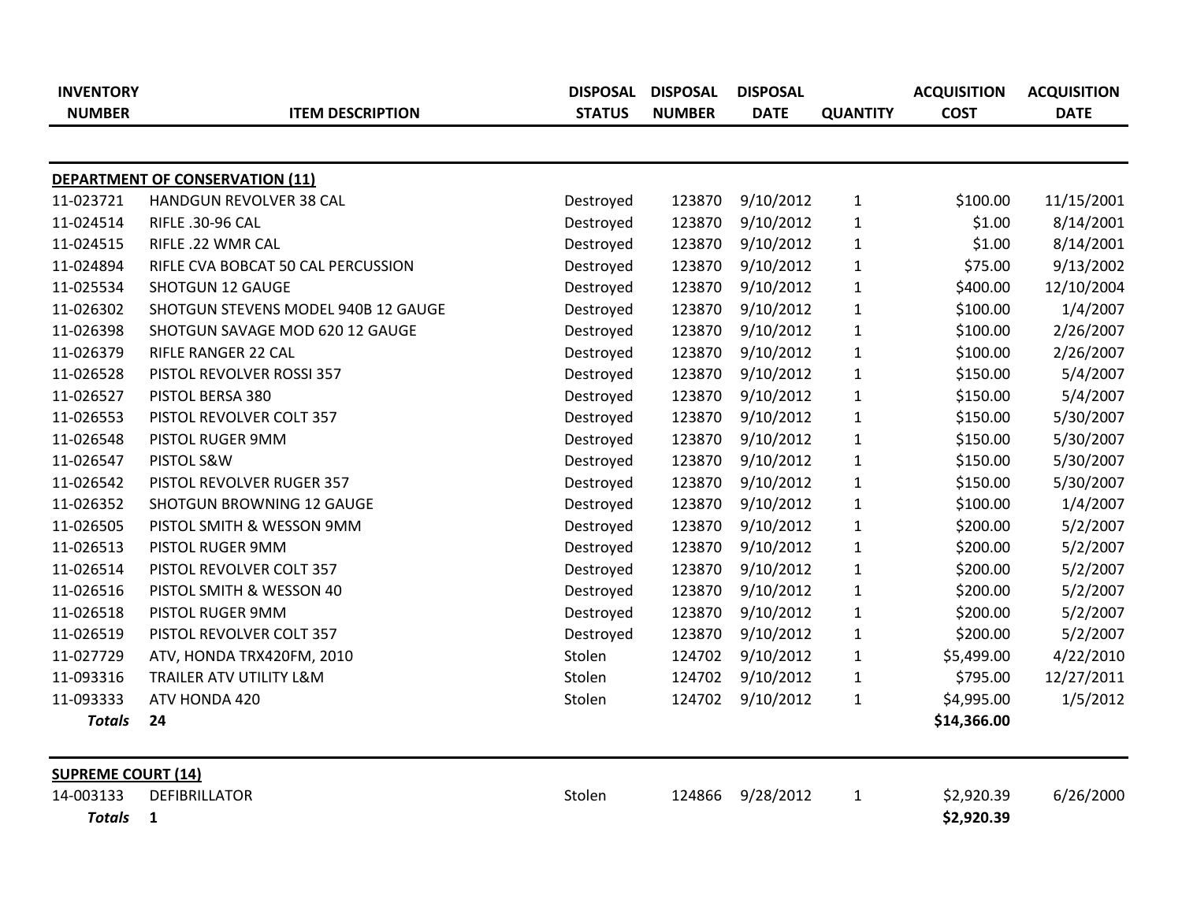| INVENTORY NUMBER | ITEM DESCRIPTION | DISPOSAL STATUS | DISPOSAL NUMBER | DISPOSAL DATE | QUANTITY | ACQUISITION COST | ACQUISITION DATE |
|---|---|---|---|---|---|---|---|
| **DEPARTMENT OF CONSERVATION (11)** | | | | | | | |
| 11-023721 | HANDGUN REVOLVER 38 CAL | Destroyed | 123870 | 9/10/2012 | 1 | $100.00 | 11/15/2001 |
| 11-024514 | RIFLE .30-96 CAL | Destroyed | 123870 | 9/10/2012 | 1 | $1.00 | 8/14/2001 |
| 11-024515 | RIFLE .22 WMR CAL | Destroyed | 123870 | 9/10/2012 | 1 | $1.00 | 8/14/2001 |
| 11-024894 | RIFLE CVA BOBCAT 50 CAL PERCUSSION | Destroyed | 123870 | 9/10/2012 | 1 | $75.00 | 9/13/2002 |
| 11-025534 | SHOTGUN 12 GAUGE | Destroyed | 123870 | 9/10/2012 | 1 | $400.00 | 12/10/2004 |
| 11-026302 | SHOTGUN STEVENS MODEL 940B 12 GAUGE | Destroyed | 123870 | 9/10/2012 | 1 | $100.00 | 1/4/2007 |
| 11-026398 | SHOTGUN SAVAGE MOD 620 12 GAUGE | Destroyed | 123870 | 9/10/2012 | 1 | $100.00 | 2/26/2007 |
| 11-026379 | RIFLE RANGER 22 CAL | Destroyed | 123870 | 9/10/2012 | 1 | $100.00 | 2/26/2007 |
| 11-026528 | PISTOL REVOLVER ROSSI 357 | Destroyed | 123870 | 9/10/2012 | 1 | $150.00 | 5/4/2007 |
| 11-026527 | PISTOL BERSA 380 | Destroyed | 123870 | 9/10/2012 | 1 | $150.00 | 5/4/2007 |
| 11-026553 | PISTOL REVOLVER COLT 357 | Destroyed | 123870 | 9/10/2012 | 1 | $150.00 | 5/30/2007 |
| 11-026548 | PISTOL RUGER 9MM | Destroyed | 123870 | 9/10/2012 | 1 | $150.00 | 5/30/2007 |
| 11-026547 | PISTOL S&W | Destroyed | 123870 | 9/10/2012 | 1 | $150.00 | 5/30/2007 |
| 11-026542 | PISTOL REVOLVER RUGER 357 | Destroyed | 123870 | 9/10/2012 | 1 | $150.00 | 5/30/2007 |
| 11-026352 | SHOTGUN BROWNING 12 GAUGE | Destroyed | 123870 | 9/10/2012 | 1 | $100.00 | 1/4/2007 |
| 11-026505 | PISTOL SMITH & WESSON 9MM | Destroyed | 123870 | 9/10/2012 | 1 | $200.00 | 5/2/2007 |
| 11-026513 | PISTOL RUGER 9MM | Destroyed | 123870 | 9/10/2012 | 1 | $200.00 | 5/2/2007 |
| 11-026514 | PISTOL REVOLVER COLT 357 | Destroyed | 123870 | 9/10/2012 | 1 | $200.00 | 5/2/2007 |
| 11-026516 | PISTOL SMITH & WESSON 40 | Destroyed | 123870 | 9/10/2012 | 1 | $200.00 | 5/2/2007 |
| 11-026518 | PISTOL RUGER 9MM | Destroyed | 123870 | 9/10/2012 | 1 | $200.00 | 5/2/2007 |
| 11-026519 | PISTOL REVOLVER COLT 357 | Destroyed | 123870 | 9/10/2012 | 1 | $200.00 | 5/2/2007 |
| 11-027729 | ATV, HONDA TRX420FM, 2010 | Stolen | 124702 | 9/10/2012 | 1 | $5,499.00 | 4/22/2010 |
| 11-093316 | TRAILER ATV UTILITY L&M | Stolen | 124702 | 9/10/2012 | 1 | $795.00 | 12/27/2011 |
| 11-093333 | ATV HONDA 420 | Stolen | 124702 | 9/10/2012 | 1 | $4,995.00 | 1/5/2012 |
| ***Totals*** | **24** | | | | | **$14,366.00** | |
| **SUPREME COURT (14)** | | | | | | | |
| 14-003133 | DEFIBRILLATOR | Stolen | 124866 | 9/28/2012 | 1 | $2,920.39 | 6/26/2000 |
| ***Totals*** | **1** | | | | | **$2,920.39** | |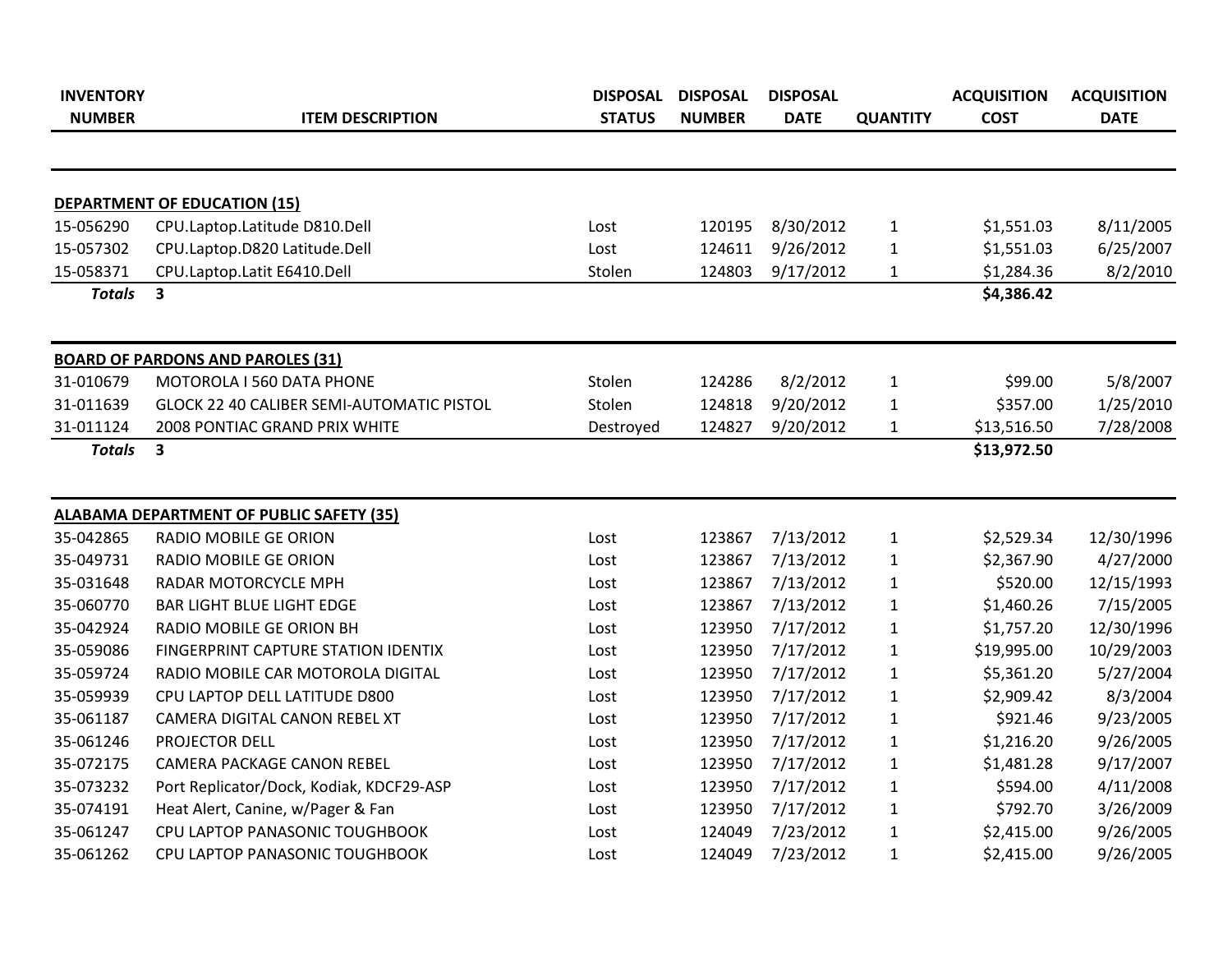| INVENTORY NUMBER | ITEM DESCRIPTION | DISPOSAL STATUS | DISPOSAL NUMBER | DISPOSAL DATE | QUANTITY | ACQUISITION COST | ACQUISITION DATE |
|---|---|---|---|---|---|---|---|
| **DEPARTMENT OF EDUCATION (15)** | | | | | | | |
| 15-056290 | CPU.Laptop.Latitude D810.Dell | Lost | 120195 | 8/30/2012 | 1 | $1,551.03 | 8/11/2005 |
| 15-057302 | CPU.Laptop.D820 Latitude.Dell | Lost | 124611 | 9/26/2012 | 1 | $1,551.03 | 6/25/2007 |
| 15-058371 | CPU.Laptop.Latit E6410.Dell | Stolen | 124803 | 9/17/2012 | 1 | $1,284.36 | 8/2/2010 |
| ***Totals*** | **3** | | | | | **$4,386.42** | |
| **BOARD OF PARDONS AND PAROLES (31)** | | | | | | | |
| 31-010679 | MOTOROLA I 560 DATA PHONE | Stolen | 124286 | 8/2/2012 | 1 | $99.00 | 5/8/2007 |
| 31-011639 | GLOCK 22 40 CALIBER SEMI-AUTOMATIC PISTOL | Stolen | 124818 | 9/20/2012 | 1 | $357.00 | 1/25/2010 |
| 31-011124 | 2008 PONTIAC GRAND PRIX WHITE | Destroyed | 124827 | 9/20/2012 | 1 | $13,516.50 | 7/28/2008 |
| ***Totals*** | **3** | | | | | **$13,972.50** | |
| **ALABAMA DEPARTMENT OF PUBLIC SAFETY (35)** | | | | | | | |
| 35-042865 | RADIO MOBILE GE ORION | Lost | 123867 | 7/13/2012 | 1 | $2,529.34 | 12/30/1996 |
| 35-049731 | RADIO MOBILE GE ORION | Lost | 123867 | 7/13/2012 | 1 | $2,367.90 | 4/27/2000 |
| 35-031648 | RADAR MOTORCYCLE MPH | Lost | 123867 | 7/13/2012 | 1 | $520.00 | 12/15/1993 |
| 35-060770 | BAR LIGHT BLUE LIGHT EDGE | Lost | 123867 | 7/13/2012 | 1 | $1,460.26 | 7/15/2005 |
| 35-042924 | RADIO MOBILE GE ORION BH | Lost | 123950 | 7/17/2012 | 1 | $1,757.20 | 12/30/1996 |
| 35-059086 | FINGERPRINT CAPTURE STATION IDENTIX | Lost | 123950 | 7/17/2012 | 1 | $19,995.00 | 10/29/2003 |
| 35-059724 | RADIO MOBILE CAR MOTOROLA DIGITAL | Lost | 123950 | 7/17/2012 | 1 | $5,361.20 | 5/27/2004 |
| 35-059939 | CPU LAPTOP DELL LATITUDE D800 | Lost | 123950 | 7/17/2012 | 1 | $2,909.42 | 8/3/2004 |
| 35-061187 | CAMERA DIGITAL CANON REBEL XT | Lost | 123950 | 7/17/2012 | 1 | $921.46 | 9/23/2005 |
| 35-061246 | PROJECTOR DELL | Lost | 123950 | 7/17/2012 | 1 | $1,216.20 | 9/26/2005 |
| 35-072175 | CAMERA PACKAGE CANON REBEL | Lost | 123950 | 7/17/2012 | 1 | $1,481.28 | 9/17/2007 |
| 35-073232 | Port Replicator/Dock, Kodiak, KDCF29-ASP | Lost | 123950 | 7/17/2012 | 1 | $594.00 | 4/11/2008 |
| 35-074191 | Heat Alert, Canine, w/Pager & Fan | Lost | 123950 | 7/17/2012 | 1 | $792.70 | 3/26/2009 |
| 35-061247 | CPU LAPTOP PANASONIC TOUGHBOOK | Lost | 124049 | 7/23/2012 | 1 | $2,415.00 | 9/26/2005 |
| 35-061262 | CPU LAPTOP PANASONIC TOUGHBOOK | Lost | 124049 | 7/23/2012 | 1 | $2,415.00 | 9/26/2005 |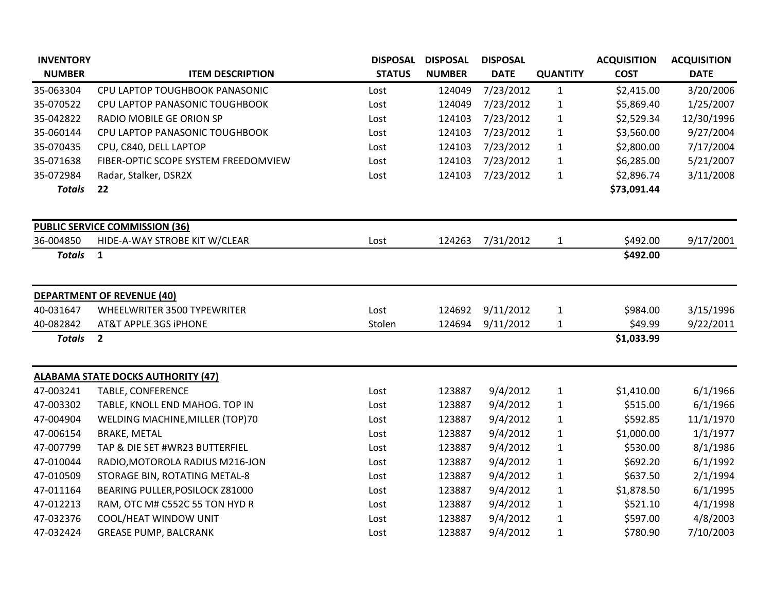| INVENTORY NUMBER | ITEM DESCRIPTION | DISPOSAL STATUS | DISPOSAL NUMBER | DISPOSAL DATE | QUANTITY | ACQUISITION COST | ACQUISITION DATE |
|---|---|---|---|---|---|---|---|
| 35-063304 | CPU LAPTOP TOUGHBOOK PANASONIC | Lost | 124049 | 7/23/2012 | 1 | $2,415.00 | 3/20/2006 |
| 35-070522 | CPU LAPTOP PANASONIC TOUGHBOOK | Lost | 124049 | 7/23/2012 | 1 | $5,869.40 | 1/25/2007 |
| 35-042822 | RADIO MOBILE GE ORION SP | Lost | 124103 | 7/23/2012 | 1 | $2,529.34 | 12/30/1996 |
| 35-060144 | CPU LAPTOP PANASONIC TOUGHBOOK | Lost | 124103 | 7/23/2012 | 1 | $3,560.00 | 9/27/2004 |
| 35-070435 | CPU, C840, DELL LAPTOP | Lost | 124103 | 7/23/2012 | 1 | $2,800.00 | 7/17/2004 |
| 35-071638 | FIBER-OPTIC SCOPE SYSTEM FREEDOMVIEW | Lost | 124103 | 7/23/2012 | 1 | $6,285.00 | 5/21/2007 |
| 35-072984 | Radar, Stalker, DSR2X | Lost | 124103 | 7/23/2012 | 1 | $2,896.74 | 3/11/2008 |
| ***Totals*** | **22** | | | | | **$73,091.44** | |

**PUBLIC SERVICE COMMISSION (36)**

| INVENTORY NUMBER | ITEM DESCRIPTION | DISPOSAL STATUS | DISPOSAL NUMBER | DISPOSAL DATE | QUANTITY | ACQUISITION COST | ACQUISITION DATE |
|---|---|---|---|---|---|---|---|
| 36-004850 | HIDE-A-WAY STROBE KIT W/CLEAR | Lost | 124263 | 7/31/2012 | 1 | $492.00 | 9/17/2001 |
| ***Totals*** | **1** | | | | | **$492.00** | |

**DEPARTMENT OF REVENUE (40)**

| INVENTORY NUMBER | ITEM DESCRIPTION | DISPOSAL STATUS | DISPOSAL NUMBER | DISPOSAL DATE | QUANTITY | ACQUISITION COST | ACQUISITION DATE |
|---|---|---|---|---|---|---|---|
| 40-031647 | WHEELWRITER 3500 TYPEWRITER | Lost | 124692 | 9/11/2012 | 1 | $984.00 | 3/15/1996 |
| 40-082842 | AT&T APPLE 3GS iPHONE | Stolen | 124694 | 9/11/2012 | 1 | $49.99 | 9/22/2011 |
| ***Totals*** | **2** | | | | | **$1,033.99** | |

**ALABAMA STATE DOCKS AUTHORITY (47)**

| INVENTORY NUMBER | ITEM DESCRIPTION | DISPOSAL STATUS | DISPOSAL NUMBER | DISPOSAL DATE | QUANTITY | ACQUISITION COST | ACQUISITION DATE |
|---|---|---|---|---|---|---|---|
| 47-003241 | TABLE, CONFERENCE | Lost | 123887 | 9/4/2012 | 1 | $1,410.00 | 6/1/1966 |
| 47-003302 | TABLE, KNOLL END MAHOG. TOP IN | Lost | 123887 | 9/4/2012 | 1 | $515.00 | 6/1/1966 |
| 47-004904 | WELDING MACHINE,MILLER (TOP)70 | Lost | 123887 | 9/4/2012 | 1 | $592.85 | 11/1/1970 |
| 47-006154 | BRAKE, METAL | Lost | 123887 | 9/4/2012 | 1 | $1,000.00 | 1/1/1977 |
| 47-007799 | TAP & DIE SET #WR23 BUTTERFIEL | Lost | 123887 | 9/4/2012 | 1 | $530.00 | 8/1/1986 |
| 47-010044 | RADIO,MOTOROLA RADIUS M216-JON | Lost | 123887 | 9/4/2012 | 1 | $692.20 | 6/1/1992 |
| 47-010509 | STORAGE BIN, ROTATING METAL-8 | Lost | 123887 | 9/4/2012 | 1 | $637.50 | 2/1/1994 |
| 47-011164 | BEARING PULLER,POSILOCK Z81000 | Lost | 123887 | 9/4/2012 | 1 | $1,878.50 | 6/1/1995 |
| 47-012213 | RAM, OTC M# C552C 55 TON HYD R | Lost | 123887 | 9/4/2012 | 1 | $521.10 | 4/1/1998 |
| 47-032376 | COOL/HEAT WINDOW UNIT | Lost | 123887 | 9/4/2012 | 1 | $597.00 | 4/8/2003 |
| 47-032424 | GREASE PUMP, BALCRANK | Lost | 123887 | 9/4/2012 | 1 | $780.90 | 7/10/2003 |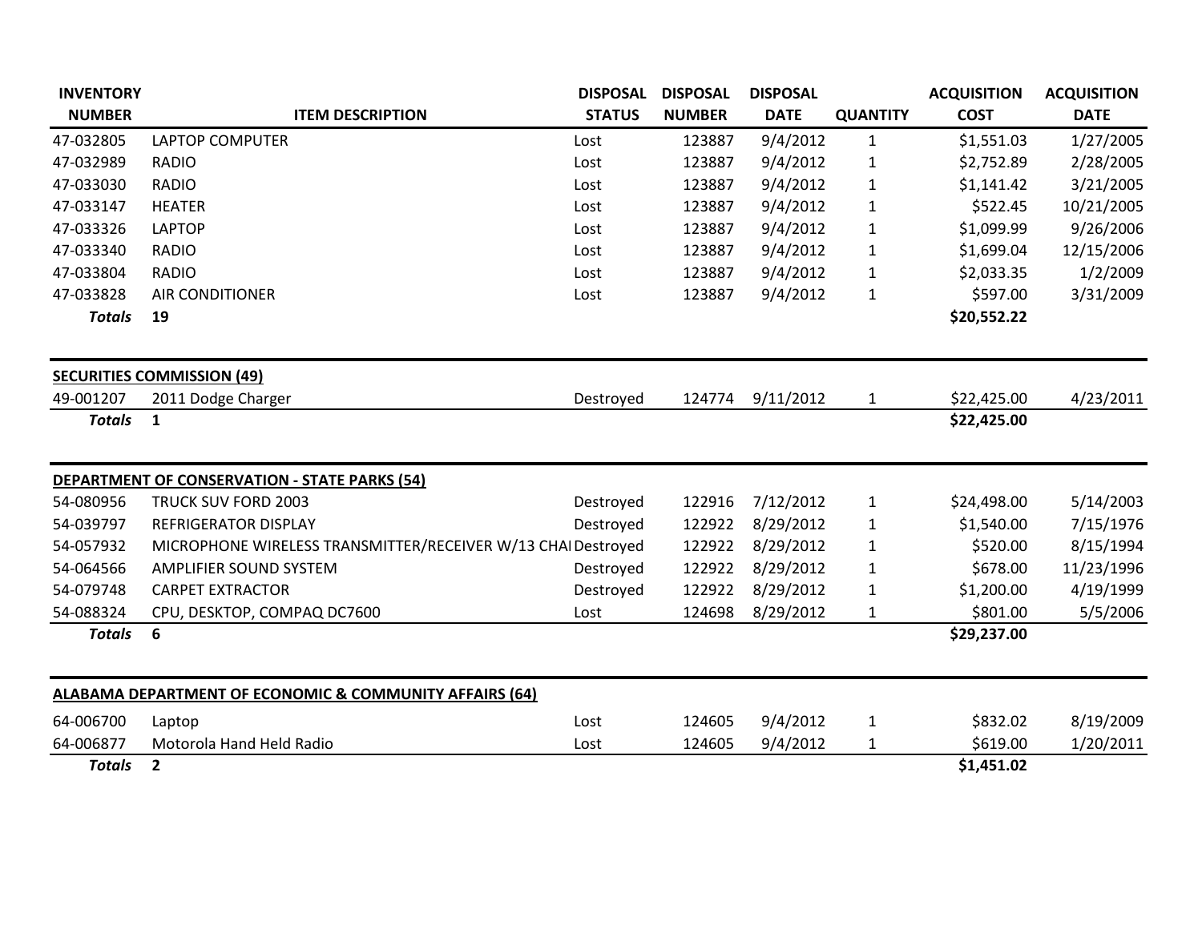| INVENTORY NUMBER | ITEM DESCRIPTION | DISPOSAL STATUS | DISPOSAL NUMBER | DISPOSAL DATE | QUANTITY | ACQUISITION COST | ACQUISITION DATE |
|---|---|---|---|---|---|---|---|
| 47-032805 | LAPTOP COMPUTER | Lost | 123887 | 9/4/2012 | 1 | $1,551.03 | 1/27/2005 |
| 47-032989 | RADIO | Lost | 123887 | 9/4/2012 | 1 | $2,752.89 | 2/28/2005 |
| 47-033030 | RADIO | Lost | 123887 | 9/4/2012 | 1 | $1,141.42 | 3/21/2005 |
| 47-033147 | HEATER | Lost | 123887 | 9/4/2012 | 1 | $522.45 | 10/21/2005 |
| 47-033326 | LAPTOP | Lost | 123887 | 9/4/2012 | 1 | $1,099.99 | 9/26/2006 |
| 47-033340 | RADIO | Lost | 123887 | 9/4/2012 | 1 | $1,699.04 | 12/15/2006 |
| 47-033804 | RADIO | Lost | 123887 | 9/4/2012 | 1 | $2,033.35 | 1/2/2009 |
| 47-033828 | AIR CONDITIONER | Lost | 123887 | 9/4/2012 | 1 | $597.00 | 3/31/2009 |
| ***Totals*** | **19** | | | | | **$20,552.22** | |

**SECURITIES COMMISSION (49)**

| INVENTORY NUMBER | ITEM DESCRIPTION | DISPOSAL STATUS | DISPOSAL NUMBER | DISPOSAL DATE | QUANTITY | ACQUISITION COST | ACQUISITION DATE |
|---|---|---|---|---|---|---|---|
| 49-001207 | 2011 Dodge Charger | Destroyed | 124774 | 9/11/2012 | 1 | $22,425.00 | 4/23/2011 |
| ***Totals*** | **1** | | | | | **$22,425.00** | |

**DEPARTMENT OF CONSERVATION - STATE PARKS (54)**

| INVENTORY NUMBER | ITEM DESCRIPTION | DISPOSAL STATUS | DISPOSAL NUMBER | DISPOSAL DATE | QUANTITY | ACQUISITION COST | ACQUISITION DATE |
|---|---|---|---|---|---|---|---|
| 54-080956 | TRUCK SUV FORD 2003 | Destroyed | 122916 | 7/12/2012 | 1 | $24,498.00 | 5/14/2003 |
| 54-039797 | REFRIGERATOR DISPLAY | Destroyed | 122922 | 8/29/2012 | 1 | $1,540.00 | 7/15/1976 |
| 54-057932 | MICROPHONE WIRELESS TRANSMITTER/RECEIVER W/13 CHAI | Destroyed | 122922 | 8/29/2012 | 1 | $520.00 | 8/15/1994 |
| 54-064566 | AMPLIFIER SOUND SYSTEM | Destroyed | 122922 | 8/29/2012 | 1 | $678.00 | 11/23/1996 |
| 54-079748 | CARPET EXTRACTOR | Destroyed | 122922 | 8/29/2012 | 1 | $1,200.00 | 4/19/1999 |
| 54-088324 | CPU, DESKTOP, COMPAQ DC7600 | Lost | 124698 | 8/29/2012 | 1 | $801.00 | 5/5/2006 |
| ***Totals*** | **6** | | | | | **$29,237.00** | |

**ALABAMA DEPARTMENT OF ECONOMIC & COMMUNITY AFFAIRS (64)**

| INVENTORY NUMBER | ITEM DESCRIPTION | DISPOSAL STATUS | DISPOSAL NUMBER | DISPOSAL DATE | QUANTITY | ACQUISITION COST | ACQUISITION DATE |
|---|---|---|---|---|---|---|---|
| 64-006700 | Laptop | Lost | 124605 | 9/4/2012 | 1 | $832.02 | 8/19/2009 |
| 64-006877 | Motorola Hand Held Radio | Lost | 124605 | 9/4/2012 | 1 | $619.00 | 1/20/2011 |
| ***Totals*** | **2** | | | | | **$1,451.02** | |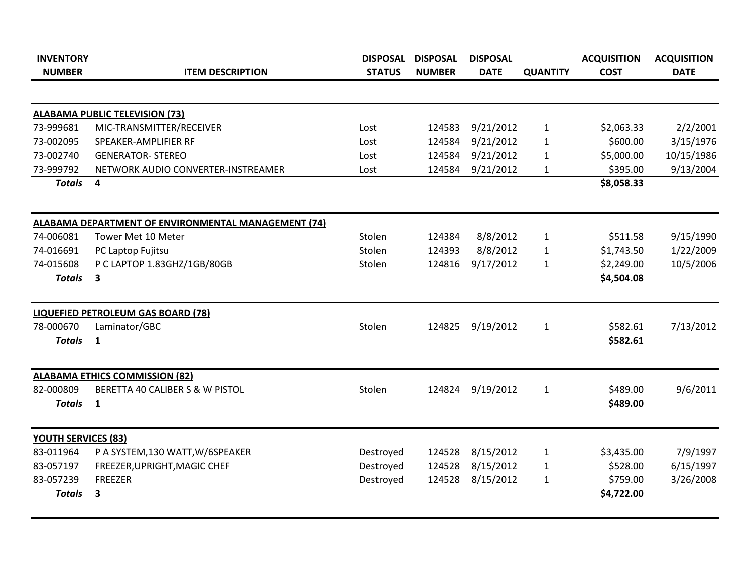| INVENTORY NUMBER | ITEM DESCRIPTION | DISPOSAL STATUS | DISPOSAL NUMBER | DISPOSAL DATE | QUANTITY | ACQUISITION COST | ACQUISITION DATE |
|---|---|---|---|---|---|---|---|
| **ALABAMA PUBLIC TELEVISION (73)** | | | | | | | |
| 73-999681 | MIC-TRANSMITTER/RECEIVER | Lost | 124583 | 9/21/2012 | 1 | $2,063.33 | 2/2/2001 |
| 73-002095 | SPEAKER-AMPLIFIER RF | Lost | 124584 | 9/21/2012 | 1 | $600.00 | 3/15/1976 |
| 73-002740 | GENERATOR- STEREO | Lost | 124584 | 9/21/2012 | 1 | $5,000.00 | 10/15/1986 |
| 73-999792 | NETWORK AUDIO CONVERTER-INSTREAMER | Lost | 124584 | 9/21/2012 | 1 | $395.00 | 9/13/2004 |
| ***Totals*** | **4** | | | | | **$8,058.33** | |
| **ALABAMA DEPARTMENT OF ENVIRONMENTAL MANAGEMENT (74)** | | | | | | | |
| 74-006081 | Tower Met 10 Meter | Stolen | 124384 | 8/8/2012 | 1 | $511.58 | 9/15/1990 |
| 74-016691 | PC Laptop Fujitsu | Stolen | 124393 | 8/8/2012 | 1 | $1,743.50 | 1/22/2009 |
| 74-015608 | P C LAPTOP 1.83GHZ/1GB/80GB | Stolen | 124816 | 9/17/2012 | 1 | $2,249.00 | 10/5/2006 |
| ***Totals*** | **3** | | | | | **$4,504.08** | |
| **LIQUEFIED PETROLEUM GAS BOARD (78)** | | | | | | | |
| 78-000670 | Laminator/GBC | Stolen | 124825 | 9/19/2012 | 1 | $582.61 | 7/13/2012 |
| ***Totals*** | **1** | | | | | **$582.61** | |
| **ALABAMA ETHICS COMMISSION (82)** | | | | | | | |
| 82-000809 | BERETTA 40 CALIBER S & W PISTOL | Stolen | 124824 | 9/19/2012 | 1 | $489.00 | 9/6/2011 |
| ***Totals*** | **1** | | | | | **$489.00** | |
| **YOUTH SERVICES (83)** | | | | | | | |
| 83-011964 | P A SYSTEM,130 WATT,W/6SPEAKER | Destroyed | 124528 | 8/15/2012 | 1 | $3,435.00 | 7/9/1997 |
| 83-057197 | FREEZER,UPRIGHT,MAGIC CHEF | Destroyed | 124528 | 8/15/2012 | 1 | $528.00 | 6/15/1997 |
| 83-057239 | FREEZER | Destroyed | 124528 | 8/15/2012 | 1 | $759.00 | 3/26/2008 |
| ***Totals*** | **3** | | | | | **$4,722.00** | |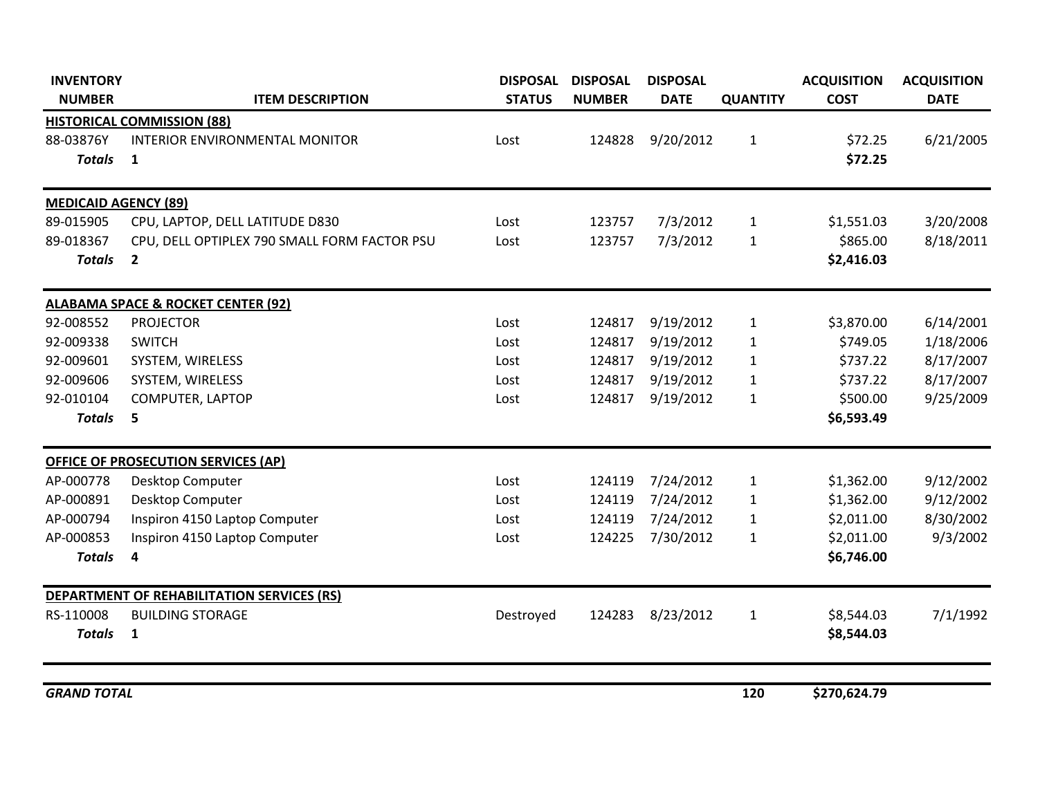| INVENTORY NUMBER | ITEM DESCRIPTION | DISPOSAL STATUS | DISPOSAL NUMBER | DISPOSAL DATE | QUANTITY | ACQUISITION COST | ACQUISITION DATE |
|---|---|---|---|---|---|---|---|
| **HISTORICAL COMMISSION (88)** | | | | | | | |
| 88-03876Y | INTERIOR ENVIRONMENTAL MONITOR | Lost | 124828 | 9/20/2012 | 1 | $72.25 | 6/21/2005 |
| ***Totals*** | **1** | | | | | **$72.25** | |
| **MEDICAID AGENCY (89)** | | | | | | | |
| 89-015905 | CPU, LAPTOP, DELL LATITUDE D830 | Lost | 123757 | 7/3/2012 | 1 | $1,551.03 | 3/20/2008 |
| 89-018367 | CPU, DELL OPTIPLEX 790 SMALL FORM FACTOR PSU | Lost | 123757 | 7/3/2012 | 1 | $865.00 | 8/18/2011 |
| ***Totals*** | **2** | | | | | **$2,416.03** | |
| **ALABAMA SPACE & ROCKET CENTER (92)** | | | | | | | |
| 92-008552 | PROJECTOR | Lost | 124817 | 9/19/2012 | 1 | $3,870.00 | 6/14/2001 |
| 92-009338 | SWITCH | Lost | 124817 | 9/19/2012 | 1 | $749.05 | 1/18/2006 |
| 92-009601 | SYSTEM, WIRELESS | Lost | 124817 | 9/19/2012 | 1 | $737.22 | 8/17/2007 |
| 92-009606 | SYSTEM, WIRELESS | Lost | 124817 | 9/19/2012 | 1 | $737.22 | 8/17/2007 |
| 92-010104 | COMPUTER, LAPTOP | Lost | 124817 | 9/19/2012 | 1 | $500.00 | 9/25/2009 |
| ***Totals*** | **5** | | | | | **$6,593.49** | |
| **OFFICE OF PROSECUTION SERVICES (AP)** | | | | | | | |
| AP-000778 | Desktop Computer | Lost | 124119 | 7/24/2012 | 1 | $1,362.00 | 9/12/2002 |
| AP-000891 | Desktop Computer | Lost | 124119 | 7/24/2012 | 1 | $1,362.00 | 9/12/2002 |
| AP-000794 | Inspiron 4150 Laptop Computer | Lost | 124119 | 7/24/2012 | 1 | $2,011.00 | 8/30/2002 |
| AP-000853 | Inspiron 4150 Laptop Computer | Lost | 124225 | 7/30/2012 | 1 | $2,011.00 | 9/3/2002 |
| ***Totals*** | **4** | | | | | **$6,746.00** | |
| **DEPARTMENT OF REHABILITATION SERVICES (RS)** | | | | | | | |
| RS-110008 | BUILDING STORAGE | Destroyed | 124283 | 8/23/2012 | 1 | $8,544.03 | 7/1/1992 |
| ***Totals*** | **1** | | | | | **$8,544.03** | |
| ***GRAND TOTAL*** | | | | | **120** | **$270,624.79** | |